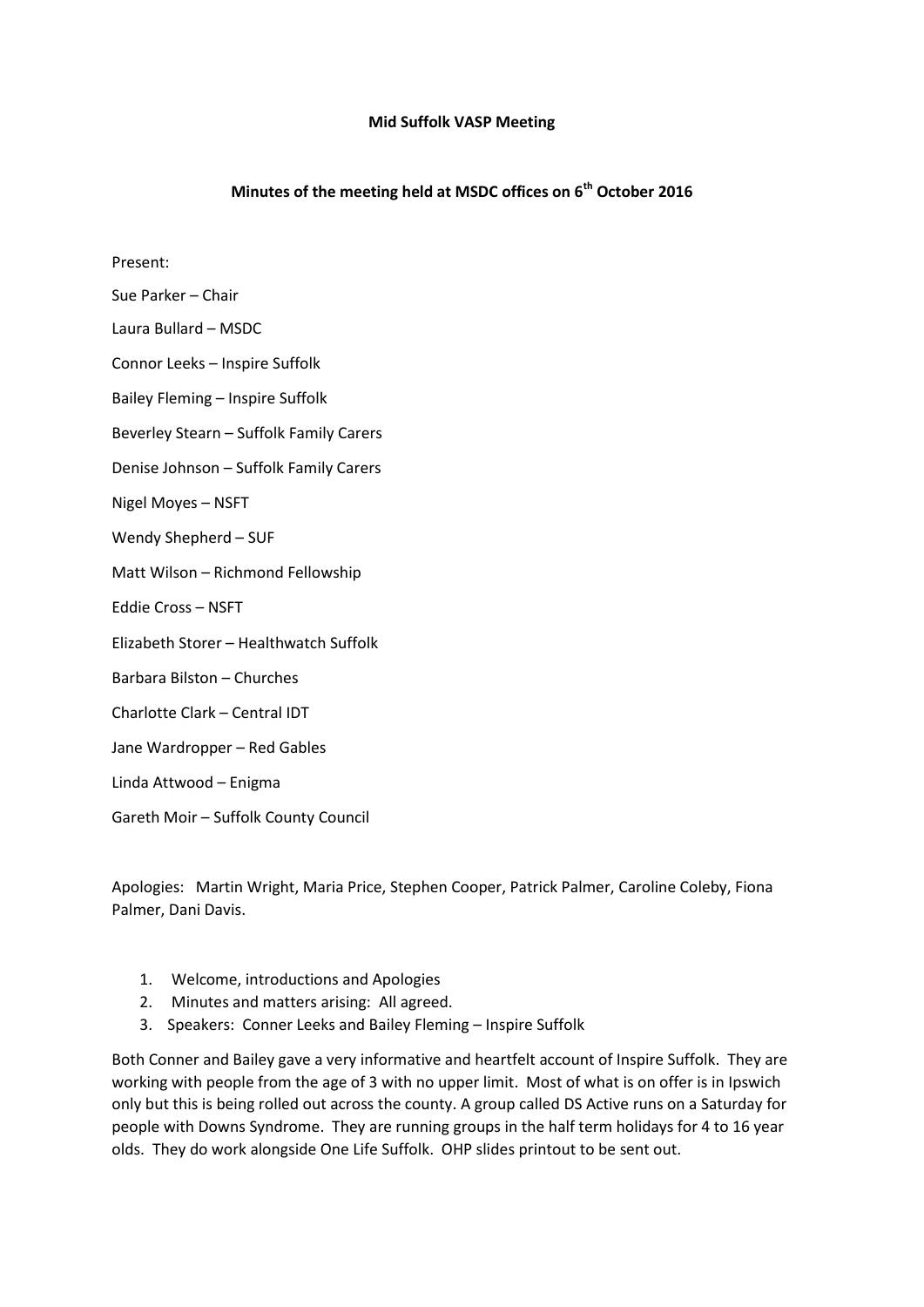**Mid Suffolk VASP Meeting**

**Minutes of the meeting held at MSDC offices on 6th October 2016**

Present:

Sue Parker – Chair

Laura Bullard – MSDC

Connor Leeks – Inspire Suffolk

Bailey Fleming – Inspire Suffolk

Beverley Stearn – Suffolk Family Carers

Denise Johnson – Suffolk Family Carers

Nigel Moyes – NSFT

Wendy Shepherd – SUF

Matt Wilson – Richmond Fellowship

Eddie Cross – NSFT

Elizabeth Storer – Healthwatch Suffolk

Barbara Bilston – Churches

Charlotte Clark – Central IDT

Jane Wardropper – Red Gables

Linda Attwood – Enigma

Gareth Moir – Suffolk County Council

Apologies: Martin Wright, Maria Price, Stephen Cooper, Patrick Palmer, Caroline Coleby, Fiona Palmer, Dani Davis.

1. Welcome, introductions and Apologies
2. Minutes and matters arising: All agreed.
3. Speakers: Conner Leeks and Bailey Fleming – Inspire Suffolk

Both Conner and Bailey gave a very informative and heartfelt account of Inspire Suffolk. They are working with people from the age of 3 with no upper limit. Most of what is on offer is in Ipswich only but this is being rolled out across the county. A group called DS Active runs on a Saturday for people with Downs Syndrome. They are running groups in the half term holidays for 4 to 16 year olds. They do work alongside One Life Suffolk. OHP slides printout to be sent out.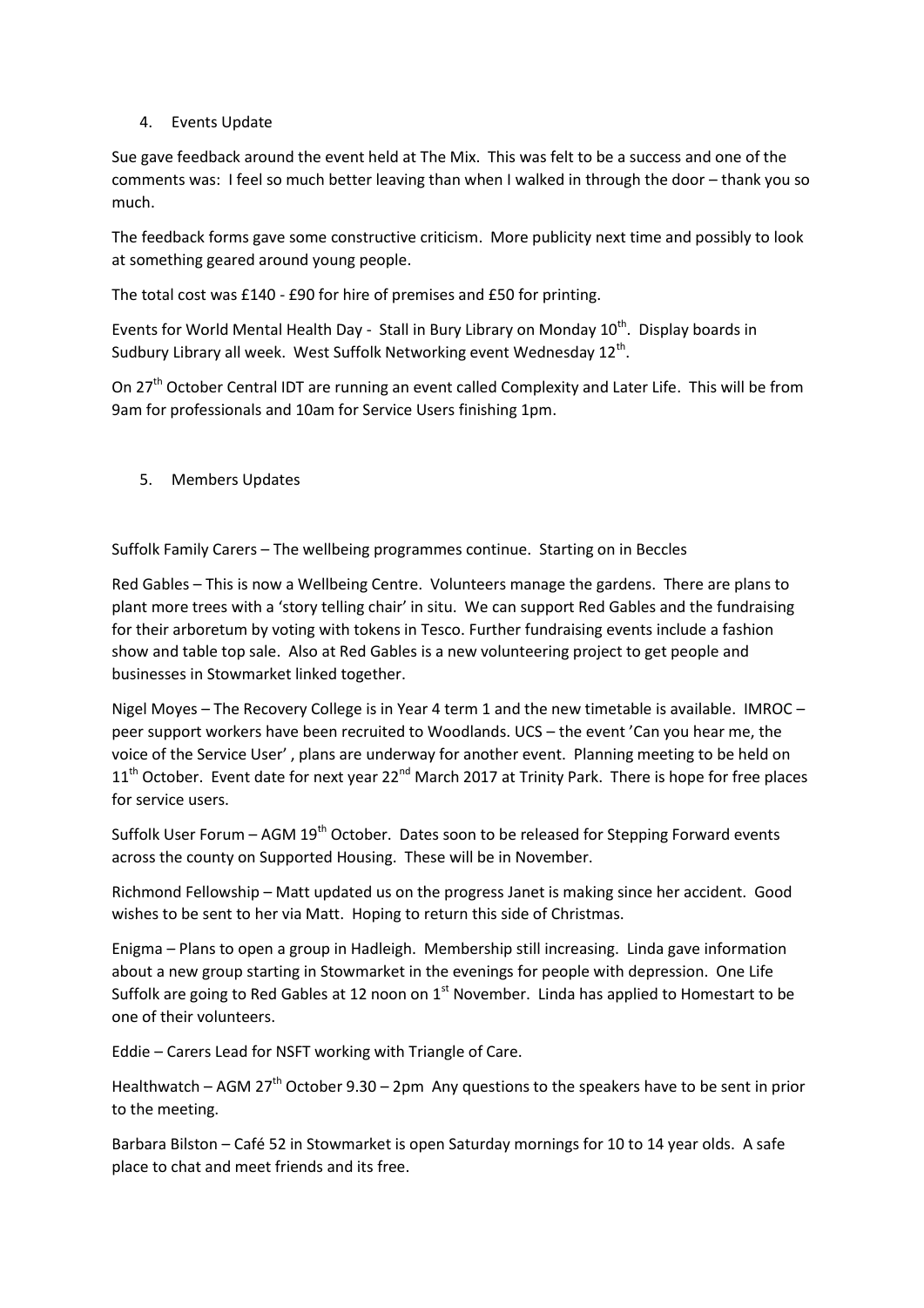4. Events Update

Sue gave feedback around the event held at The Mix. This was felt to be a success and one of the comments was: I feel so much better leaving than when I walked in through the door – thank you so much.

The feedback forms gave some constructive criticism. More publicity next time and possibly to look at something geared around young people.

The total cost was £140 - £90 for hire of premises and £50 for printing.

Events for World Mental Health Day - Stall in Bury Library on Monday 10th. Display boards in Sudbury Library all week. West Suffolk Networking event Wednesday 12th.

On 27th October Central IDT are running an event called Complexity and Later Life. This will be from 9am for professionals and 10am for Service Users finishing 1pm.

5. Members Updates

Suffolk Family Carers – The wellbeing programmes continue. Starting on in Beccles

Red Gables – This is now a Wellbeing Centre. Volunteers manage the gardens. There are plans to plant more trees with a 'story telling chair' in situ. We can support Red Gables and the fundraising for their arboretum by voting with tokens in Tesco. Further fundraising events include a fashion show and table top sale. Also at Red Gables is a new volunteering project to get people and businesses in Stowmarket linked together.

Nigel Moyes – The Recovery College is in Year 4 term 1 and the new timetable is available. IMROC – peer support workers have been recruited to Woodlands. UCS – the event 'Can you hear me, the voice of the Service User' , plans are underway for another event. Planning meeting to be held on 11th October. Event date for next year 22nd March 2017 at Trinity Park. There is hope for free places for service users.

Suffolk User Forum – AGM 19th October. Dates soon to be released for Stepping Forward events across the county on Supported Housing. These will be in November.

Richmond Fellowship – Matt updated us on the progress Janet is making since her accident. Good wishes to be sent to her via Matt. Hoping to return this side of Christmas.

Enigma – Plans to open a group in Hadleigh. Membership still increasing. Linda gave information about a new group starting in Stowmarket in the evenings for people with depression. One Life Suffolk are going to Red Gables at 12 noon on 1st November. Linda has applied to Homestart to be one of their volunteers.

Eddie – Carers Lead for NSFT working with Triangle of Care.

Healthwatch – AGM 27th October 9.30 – 2pm Any questions to the speakers have to be sent in prior to the meeting.

Barbara Bilston – Café 52 in Stowmarket is open Saturday mornings for 10 to 14 year olds. A safe place to chat and meet friends and its free.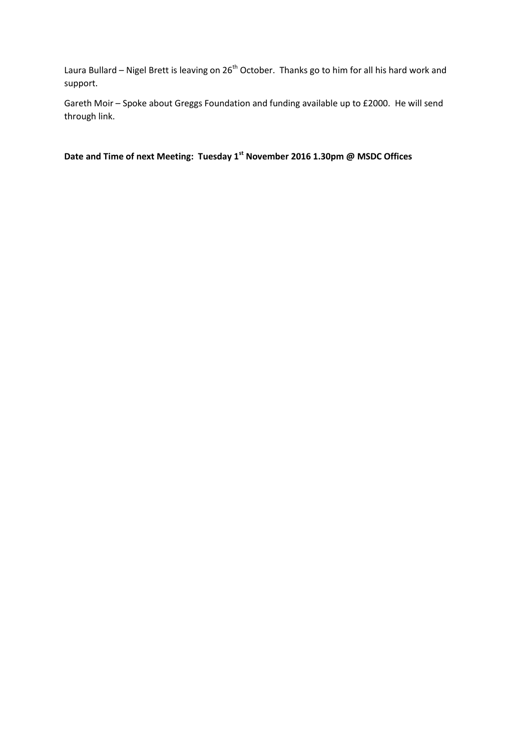Laura Bullard – Nigel Brett is leaving on 26th October. Thanks go to him for all his hard work and support.

Gareth Moir – Spoke about Greggs Foundation and funding available up to £2000. He will send through link.

**Date and Time of next Meeting: Tuesday 1st November 2016 1.30pm @ MSDC Offices**